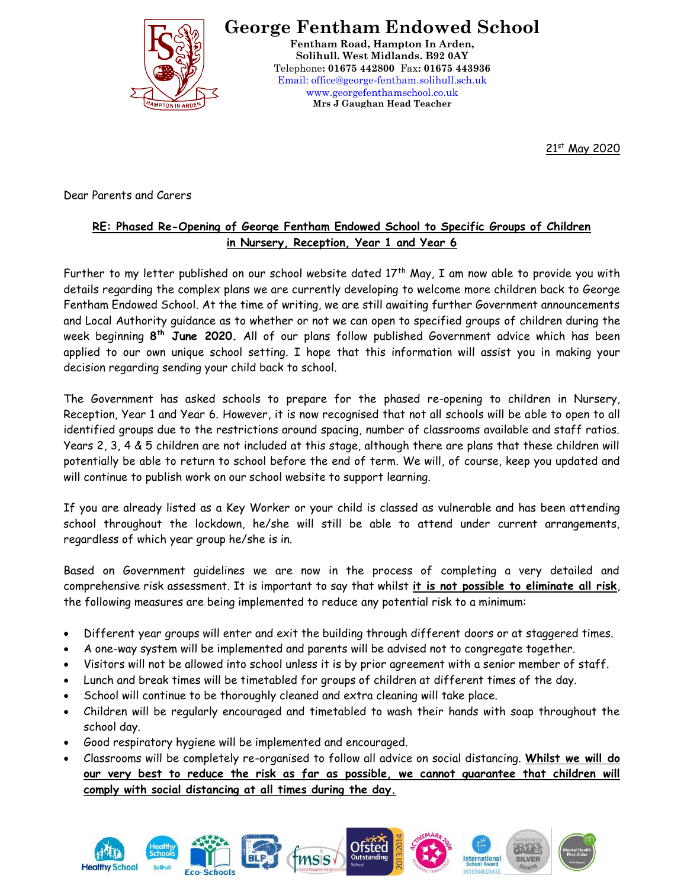# George Fentham Endowed School

**Fentham Road, Hampton In Arden,**
**Solihull. West Midlands. B92 0AY**
Telephone: **01675 442800** Fax: **01675 443936**
Email: office@george-fentham.solihull.sch.uk
www.georgefenthamschool.co.uk
**Mrs J Gaughan Head Teacher**

21st May 2020

Dear Parents and Carers

**RE: Phased Re-Opening of George Fentham Endowed School to Specific Groups of Children in Nursery, Reception, Year 1 and Year 6**

Further to my letter published on our school website dated 17th May, I am now able to provide you with details regarding the complex plans we are currently developing to welcome more children back to George Fentham Endowed School. At the time of writing, we are still awaiting further Government announcements and Local Authority guidance as to whether or not we can open to specified groups of children during the week beginning **8th June 2020.** All of our plans follow published Government advice which has been applied to our own unique school setting. I hope that this information will assist you in making your decision regarding sending your child back to school.

The Government has asked schools to prepare for the phased re-opening to children in Nursery, Reception, Year 1 and Year 6. However, it is now recognised that not all schools will be able to open to all identified groups due to the restrictions around spacing, number of classrooms available and staff ratios. Years 2, 3, 4 & 5 children are not included at this stage, although there are plans that these children will potentially be able to return to school before the end of term. We will, of course, keep you updated and will continue to publish work on our school website to support learning.

If you are already listed as a Key Worker or your child is classed as vulnerable and has been attending school throughout the lockdown, he/she will still be able to attend under current arrangements, regardless of which year group he/she is in.

Based on Government guidelines we are now in the process of completing a very detailed and comprehensive risk assessment. It is important to say that whilst **it is not possible to eliminate all risk**, the following measures are being implemented to reduce any potential risk to a minimum:

- Different year groups will enter and exit the building through different doors or at staggered times.
- A one-way system will be implemented and parents will be advised not to congregate together.
- Visitors will not be allowed into school unless it is by prior agreement with a senior member of staff.
- Lunch and break times will be timetabled for groups of children at different times of the day.
- School will continue to be thoroughly cleaned and extra cleaning will take place.
- Children will be regularly encouraged and timetabled to wash their hands with soap throughout the school day.
- Good respiratory hygiene will be implemented and encouraged.
- Classrooms will be completely re-organised to follow all advice on social distancing. **Whilst we will do our very best to reduce the risk as far as possible, we cannot guarantee that children will comply with social distancing at all times during the day.**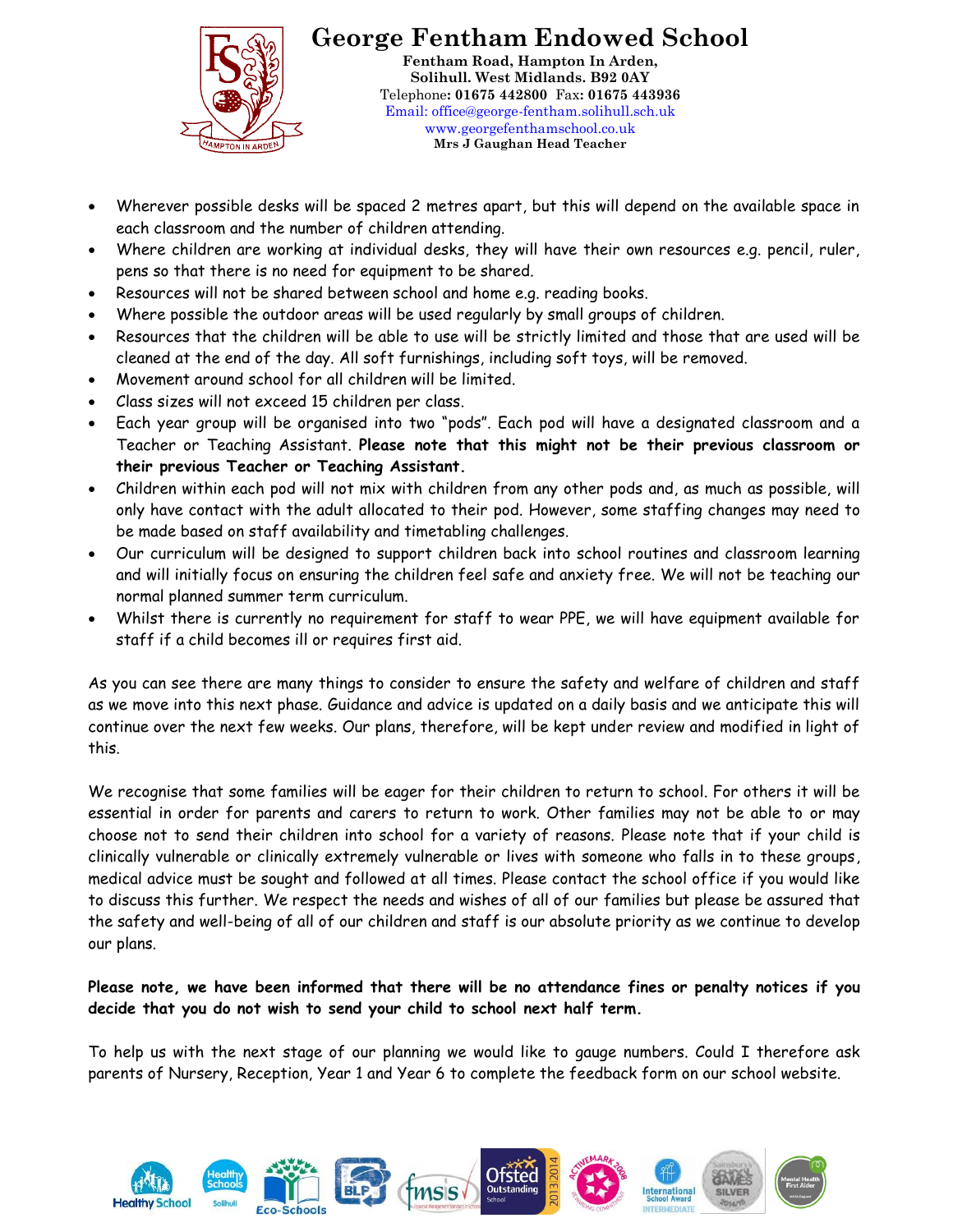- Wherever possible desks will be spaced 2 metres apart, but this will depend on the available space in each classroom and the number of children attending.
- Where children are working at individual desks, they will have their own resources e.g. pencil, ruler, pens so that there is no need for equipment to be shared.
- Resources will not be shared between school and home e.g. reading books.
- Where possible the outdoor areas will be used regularly by small groups of children.
- Resources that the children will be able to use will be strictly limited and those that are used will be cleaned at the end of the day. All soft furnishings, including soft toys, will be removed.
- Movement around school for all children will be limited.
- Class sizes will not exceed 15 children per class.
- Each year group will be organised into two "pods". Each pod will have a designated classroom and a Teacher or Teaching Assistant. **Please note that this might not be their previous classroom or their previous Teacher or Teaching Assistant.**
- Children within each pod will not mix with children from any other pods and, as much as possible, will only have contact with the adult allocated to their pod. However, some staffing changes may need to be made based on staff availability and timetabling challenges.
- Our curriculum will be designed to support children back into school routines and classroom learning and will initially focus on ensuring the children feel safe and anxiety free. We will not be teaching our normal planned summer term curriculum.
- Whilst there is currently no requirement for staff to wear PPE, we will have equipment available for staff if a child becomes ill or requires first aid.

As you can see there are many things to consider to ensure the safety and welfare of children and staff as we move into this next phase. Guidance and advice is updated on a daily basis and we anticipate this will continue over the next few weeks. Our plans, therefore, will be kept under review and modified in light of this.

We recognise that some families will be eager for their children to return to school. For others it will be essential in order for parents and carers to return to work. Other families may not be able to or may choose not to send their children into school for a variety of reasons. Please note that if your child is clinically vulnerable or clinically extremely vulnerable or lives with someone who falls in to these groups, medical advice must be sought and followed at all times. Please contact the school office if you would like to discuss this further. We respect the needs and wishes of all of our families but please be assured that the safety and well-being of all of our children and staff is our absolute priority as we continue to develop our plans.

**Please note, we have been informed that there will be no attendance fines or penalty notices if you decide that you do not wish to send your child to school next half term.**

To help us with the next stage of our planning we would like to gauge numbers. Could I therefore ask parents of Nursery, Reception, Year 1 and Year 6 to complete the feedback form on our school website.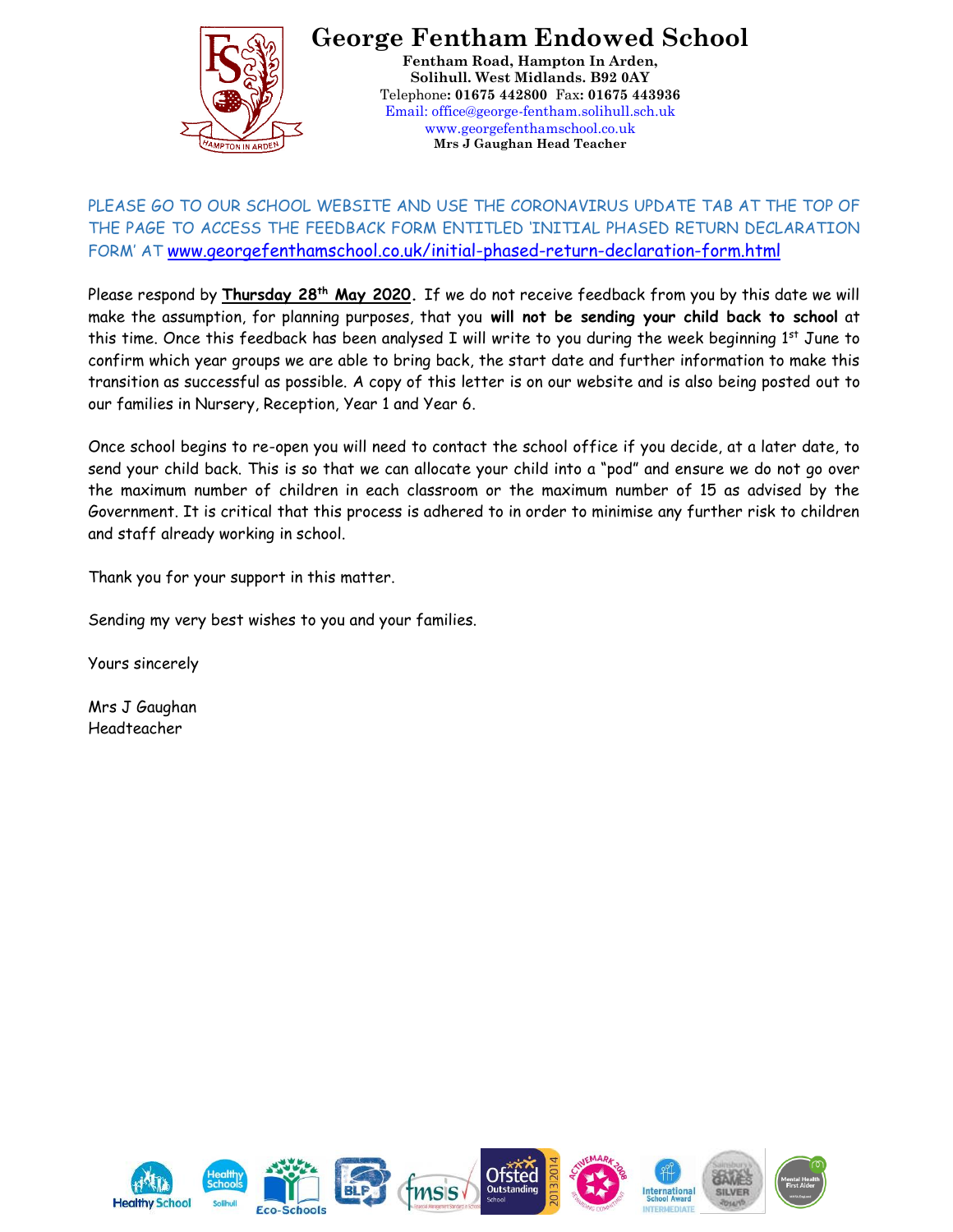# George Fentham Endowed School

**Fentham Road, Hampton In Arden,**
**Solihull. West Midlands. B92 0AY**
Telephone: **01675 442800** Fax: **01675 443936**
Email: office@george-fentham.solihull.sch.uk
www.georgefenthamschool.co.uk
**Mrs J Gaughan Head Teacher**

PLEASE GO TO OUR SCHOOL WEBSITE AND USE THE CORONAVIRUS UPDATE TAB AT THE TOP OF THE PAGE TO ACCESS THE FEEDBACK FORM ENTITLED 'INITIAL PHASED RETURN DECLARATION FORM' AT www.georgefenthamschool.co.uk/initial-phased-return-declaration-form.html

Please respond by **Thursday 28th May 2020**. If we do not receive feedback from you by this date we will make the assumption, for planning purposes, that you **will not be sending your child back to school** at this time. Once this feedback has been analysed I will write to you during the week beginning 1st June to confirm which year groups we are able to bring back, the start date and further information to make this transition as successful as possible. A copy of this letter is on our website and is also being posted out to our families in Nursery, Reception, Year 1 and Year 6.

Once school begins to re-open you will need to contact the school office if you decide, at a later date, to send your child back. This is so that we can allocate your child into a "pod" and ensure we do not go over the maximum number of children in each classroom or the maximum number of 15 as advised by the Government. It is critical that this process is adhered to in order to minimise any further risk to children and staff already working in school.

Thank you for your support in this matter.

Sending my very best wishes to you and your families.

Yours sincerely

Mrs J Gaughan
Headteacher